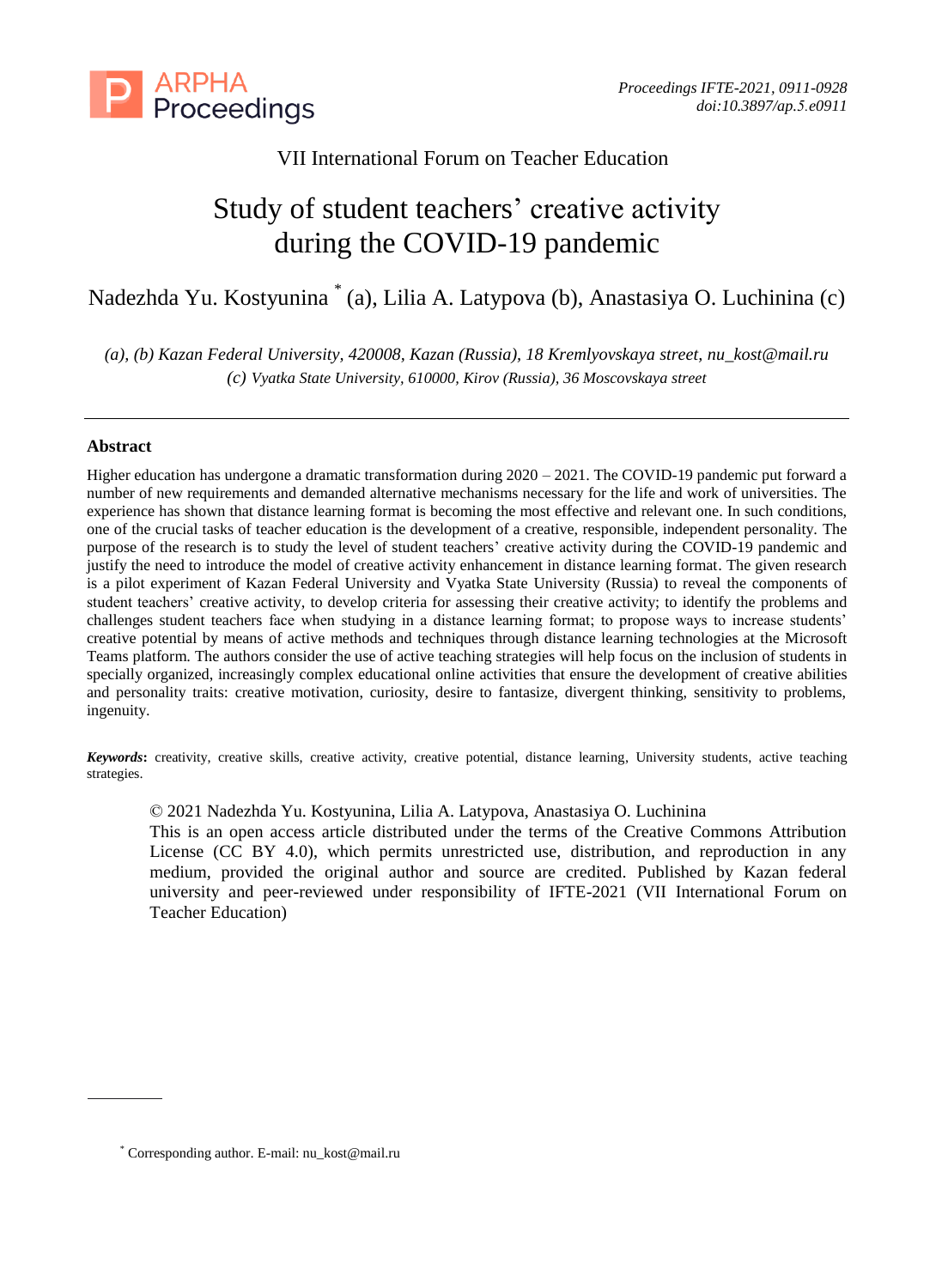VII International Forum on Teacher Education

# Study of student teachers' creative activity during the COVID-19 pandemic

Nadezhda Yu. Kostyunina [*] (a), Lilia A. Latypova (b), Anastasiya O. Luchinina (c)

*(a), (b) Kazan Federal University, 420008, Kazan (Russia), 18 Kremlyovskaya street, nu_kost@mail.ru*
*(c) Vyatka State University, 610000, Kirov (Russia), 36 Moscovskaya street*

---

## Abstract

Higher education has undergone a dramatic transformation during 2020 – 2021. The COVID-19 pandemic put forward a number of new requirements and demanded alternative mechanisms necessary for the life and work of universities. The experience has shown that distance learning format is becoming the most effective and relevant one. In such conditions, one of the crucial tasks of teacher education is the development of a creative, responsible, independent personality. The purpose of the research is to study the level of student teachers' creative activity during the COVID-19 pandemic and justify the need to introduce the model of creative activity enhancement in distance learning format. The given research is a pilot experiment of Kazan Federal University and Vyatka State University (Russia) to reveal the components of student teachers' creative activity, to develop criteria for assessing their creative activity; to identify the problems and challenges student teachers face when studying in a distance learning format; to propose ways to increase students' creative potential by means of active methods and techniques through distance learning technologies at the Microsoft Teams platform. The authors consider the use of active teaching strategies will help focus on the inclusion of students in specially organized, increasingly complex educational online activities that ensure the development of creative abilities and personality traits: creative motivation, curiosity, desire to fantasize, divergent thinking, sensitivity to problems, ingenuity.

***Keywords*****:** creativity, creative skills, creative activity, creative potential, distance learning, University students, active teaching strategies.

© 2021 Nadezhda Yu. Kostyunina, Lilia A. Latypova, Anastasiya O. Luchinina
This is an open access article distributed under the terms of the Creative Commons Attribution License (CC BY 4.0), which permits unrestricted use, distribution, and reproduction in any medium, provided the original author and source are credited. Published by Kazan federal university and peer-reviewed under responsibility of IFTE-2021 (VII International Forum on Teacher Education)

[*] Corresponding author. E-mail: nu_kost@mail.ru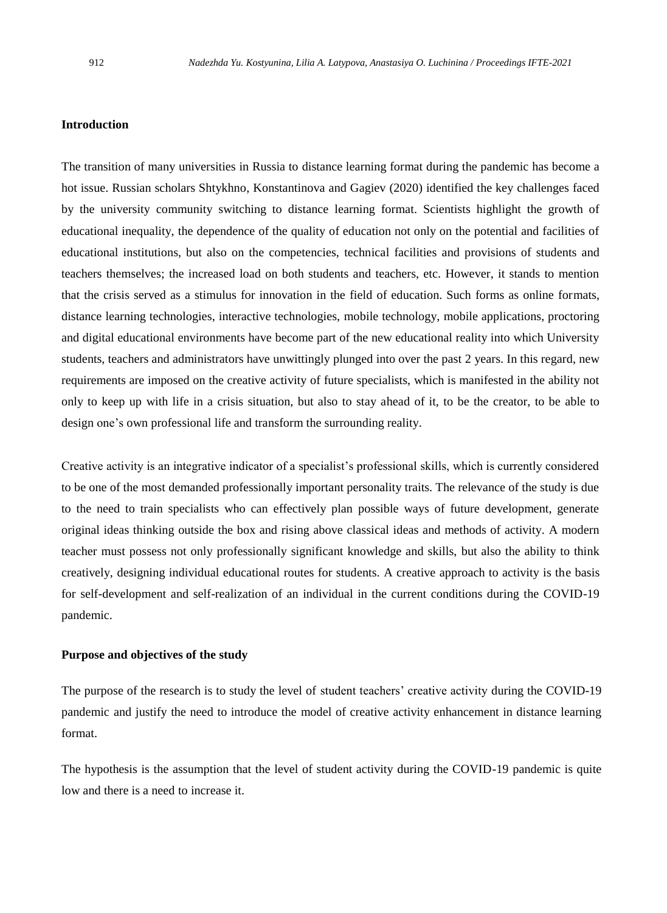## Introduction

The transition of many universities in Russia to distance learning format during the pandemic has become a hot issue. Russian scholars Shtykhno, Konstantinova and Gagiev (2020) identified the key challenges faced by the university community switching to distance learning format. Scientists highlight the growth of educational inequality, the dependence of the quality of education not only on the potential and facilities of educational institutions, but also on the competencies, technical facilities and provisions of students and teachers themselves; the increased load on both students and teachers, etc. However, it stands to mention that the crisis served as a stimulus for innovation in the field of education. Such forms as online formats, distance learning technologies, interactive technologies, mobile technology, mobile applications, proctoring and digital educational environments have become part of the new educational reality into which University students, teachers and administrators have unwittingly plunged into over the past 2 years. In this regard, new requirements are imposed on the creative activity of future specialists, which is manifested in the ability not only to keep up with life in a crisis situation, but also to stay ahead of it, to be the creator, to be able to design one's own professional life and transform the surrounding reality.

Creative activity is an integrative indicator of a specialist's professional skills, which is currently considered to be one of the most demanded professionally important personality traits. The relevance of the study is due to the need to train specialists who can effectively plan possible ways of future development, generate original ideas thinking outside the box and rising above classical ideas and methods of activity. A modern teacher must possess not only professionally significant knowledge and skills, but also the ability to think creatively, designing individual educational routes for students. A creative approach to activity is the basis for self-development and self-realization of an individual in the current conditions during the COVID-19 pandemic.

## Purpose and objectives of the study

The purpose of the research is to study the level of student teachers' creative activity during the COVID-19 pandemic and justify the need to introduce the model of creative activity enhancement in distance learning format.

The hypothesis is the assumption that the level of student activity during the COVID-19 pandemic is quite low and there is a need to increase it.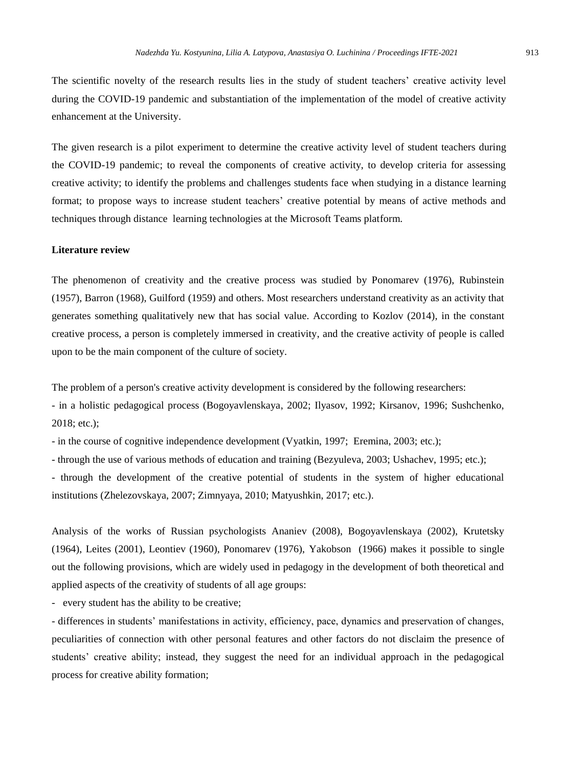The scientific novelty of the research results lies in the study of student teachers' creative activity level during the COVID-19 pandemic and substantiation of the implementation of the model of creative activity enhancement at the University.

The given research is a pilot experiment to determine the creative activity level of student teachers during the COVID-19 pandemic; to reveal the components of creative activity, to develop criteria for assessing creative activity; to identify the problems and challenges students face when studying in a distance learning format; to propose ways to increase student teachers' creative potential by means of active methods and techniques through distance learning technologies at the Microsoft Teams platform.

**Literature review**

The phenomenon of creativity and the creative process was studied by Ponomarev (1976), Rubinstein (1957), Barron (1968), Guilford (1959) and others. Most researchers understand creativity as an activity that generates something qualitatively new that has social value. According to Kozlov (2014), in the constant creative process, a person is completely immersed in creativity, and the creative activity of people is called upon to be the main component of the culture of society.

The problem of a person's creative activity development is considered by the following researchers:

- in a holistic pedagogical process (Bogoyavlenskaya, 2002; Ilyasov, 1992; Kirsanov, 1996; Sushchenko, 2018; etc.);
- in the course of cognitive independence development (Vyatkin, 1997; Eremina, 2003; etc.);
- through the use of various methods of education and training (Bezyuleva, 2003; Ushachev, 1995; etc.);
- through the development of the creative potential of students in the system of higher educational institutions (Zhelezovskaya, 2007; Zimnyaya, 2010; Matyushkin, 2017; etc.).

Analysis of the works of Russian psychologists Ananiev (2008), Bogoyavlenskaya (2002), Krutetsky (1964), Leites (2001), Leontiev (1960), Ponomarev (1976), Yakobson (1966) makes it possible to single out the following provisions, which are widely used in pedagogy in the development of both theoretical and applied aspects of the creativity of students of all age groups:

- every student has the ability to be creative;
- differences in students' manifestations in activity, efficiency, pace, dynamics and preservation of changes, peculiarities of connection with other personal features and other factors do not disclaim the presence of students' creative ability; instead, they suggest the need for an individual approach in the pedagogical process for creative ability formation;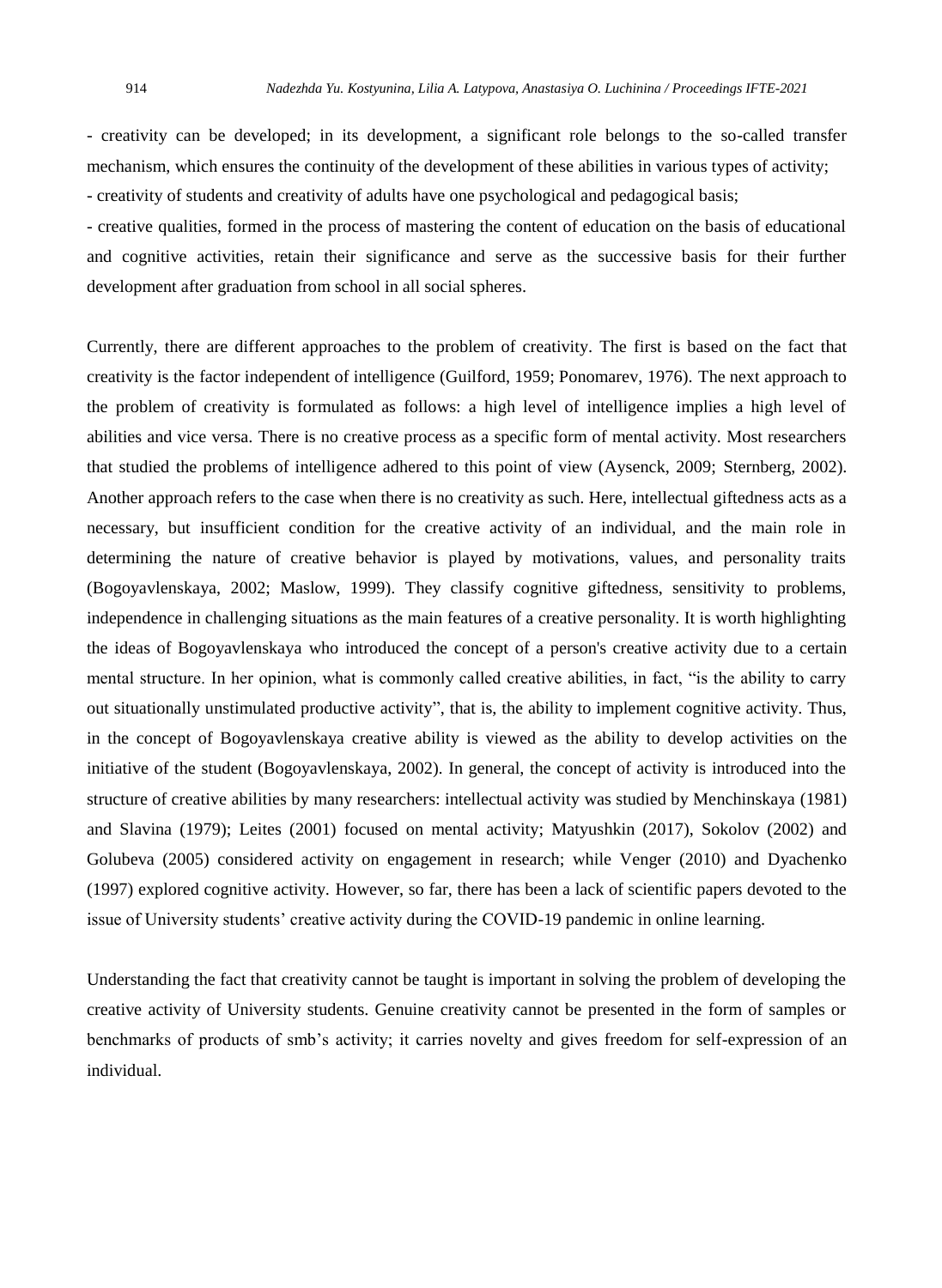- creativity can be developed; in its development, a significant role belongs to the so-called transfer mechanism, which ensures the continuity of the development of these abilities in various types of activity;
- creativity of students and creativity of adults have one psychological and pedagogical basis;
- creative qualities, formed in the process of mastering the content of education on the basis of educational and cognitive activities, retain their significance and serve as the successive basis for their further development after graduation from school in all social spheres.

Currently, there are different approaches to the problem of creativity. The first is based on the fact that creativity is the factor independent of intelligence (Guilford, 1959; Ponomarev, 1976). The next approach to the problem of creativity is formulated as follows: a high level of intelligence implies a high level of abilities and vice versa. There is no creative process as a specific form of mental activity. Most researchers that studied the problems of intelligence adhered to this point of view (Aysenck, 2009; Sternberg, 2002). Another approach refers to the case when there is no creativity as such. Here, intellectual giftedness acts as a necessary, but insufficient condition for the creative activity of an individual, and the main role in determining the nature of creative behavior is played by motivations, values, and personality traits (Bogoyavlenskaya, 2002; Maslow, 1999). They classify cognitive giftedness, sensitivity to problems, independence in challenging situations as the main features of a creative personality. It is worth highlighting the ideas of Bogoyavlenskaya who introduced the concept of a person's creative activity due to a certain mental structure. In her opinion, what is commonly called creative abilities, in fact, "is the ability to carry out situationally unstimulated productive activity", that is, the ability to implement cognitive activity. Thus, in the concept of Bogoyavlenskaya creative ability is viewed as the ability to develop activities on the initiative of the student (Bogoyavlenskaya, 2002). In general, the concept of activity is introduced into the structure of creative abilities by many researchers: intellectual activity was studied by Menchinskaya (1981) and Slavina (1979); Leites (2001) focused on mental activity; Matyushkin (2017), Sokolov (2002) and Golubeva (2005) considered activity on engagement in research; while Venger (2010) and Dyachenko (1997) explored cognitive activity. However, so far, there has been a lack of scientific papers devoted to the issue of University students' creative activity during the COVID-19 pandemic in online learning.

Understanding the fact that creativity cannot be taught is important in solving the problem of developing the creative activity of University students. Genuine creativity cannot be presented in the form of samples or benchmarks of products of smb's activity; it carries novelty and gives freedom for self-expression of an individual.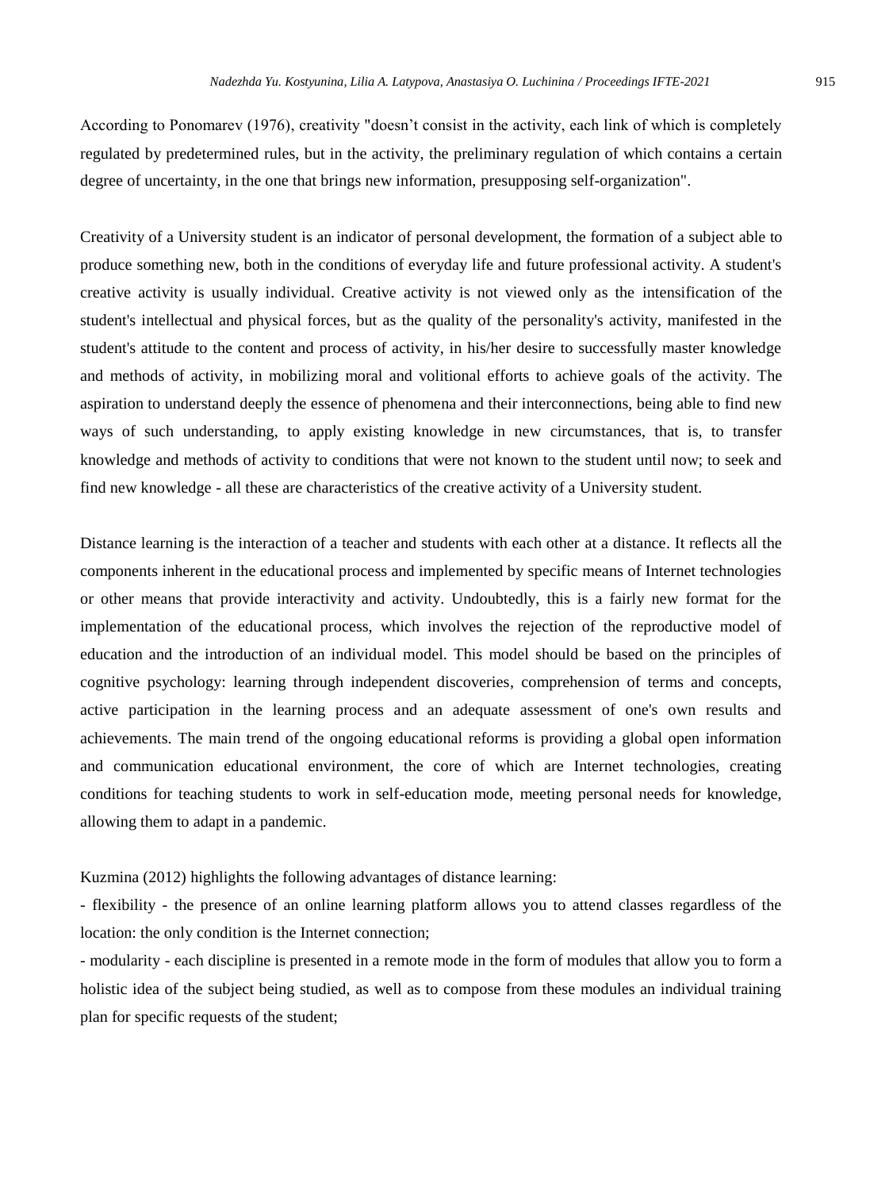According to Ponomarev (1976), creativity "doesn’t consist in the activity, each link of which is completely regulated by predetermined rules, but in the activity, the preliminary regulation of which contains a certain degree of uncertainty, in the one that brings new information, presupposing self-organization".

Creativity of a University student is an indicator of personal development, the formation of a subject able to produce something new, both in the conditions of everyday life and future professional activity. A student's creative activity is usually individual. Creative activity is not viewed only as the intensification of the student's intellectual and physical forces, but as the quality of the personality's activity, manifested in the student's attitude to the content and process of activity, in his/her desire to successfully master knowledge and methods of activity, in mobilizing moral and volitional efforts to achieve goals of the activity. The aspiration to understand deeply the essence of phenomena and their interconnections, being able to find new ways of such understanding, to apply existing knowledge in new circumstances, that is, to transfer knowledge and methods of activity to conditions that were not known to the student until now; to seek and find new knowledge - all these are characteristics of the creative activity of a University student.

Distance learning is the interaction of a teacher and students with each other at a distance. It reflects all the components inherent in the educational process and implemented by specific means of Internet technologies or other means that provide interactivity and activity. Undoubtedly, this is a fairly new format for the implementation of the educational process, which involves the rejection of the reproductive model of education and the introduction of an individual model. This model should be based on the principles of cognitive psychology: learning through independent discoveries, comprehension of terms and concepts, active participation in the learning process and an adequate assessment of one's own results and achievements. The main trend of the ongoing educational reforms is providing a global open information and communication educational environment, the core of which are Internet technologies, creating conditions for teaching students to work in self-education mode, meeting personal needs for knowledge, allowing them to adapt in a pandemic.

Kuzmina (2012) highlights the following advantages of distance learning:

- flexibility - the presence of an online learning platform allows you to attend classes regardless of the location: the only condition is the Internet connection;
- modularity - each discipline is presented in a remote mode in the form of modules that allow you to form a holistic idea of the subject being studied, as well as to compose from these modules an individual training plan for specific requests of the student;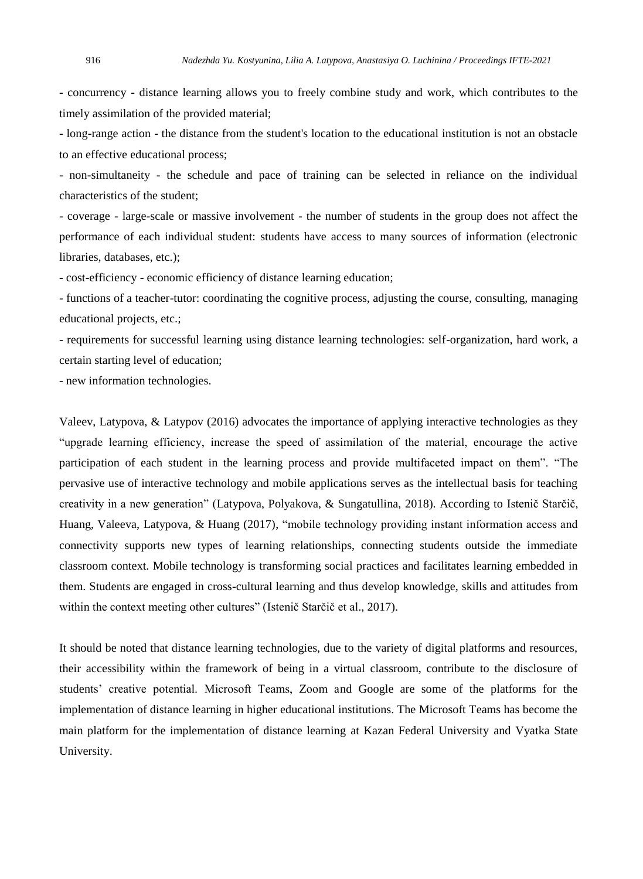- concurrency - distance learning allows you to freely combine study and work, which contributes to the timely assimilation of the provided material;

- long-range action - the distance from the student's location to the educational institution is not an obstacle to an effective educational process;

- non-simultaneity - the schedule and pace of training can be selected in reliance on the individual characteristics of the student;

- coverage - large-scale or massive involvement - the number of students in the group does not affect the performance of each individual student: students have access to many sources of information (electronic libraries, databases, etc.);

- cost-efficiency - economic efficiency of distance learning education;

- functions of a teacher-tutor: coordinating the cognitive process, adjusting the course, consulting, managing educational projects, etc.;

- requirements for successful learning using distance learning technologies: self-organization, hard work, a certain starting level of education;

- new information technologies.

Valeev, Latypova, & Latypov (2016) advocates the importance of applying interactive technologies as they "upgrade learning efficiency, increase the speed of assimilation of the material, encourage the active participation of each student in the learning process and provide multifaceted impact on them". "The pervasive use of interactive technology and mobile applications serves as the intellectual basis for teaching creativity in a new generation" (Latypova, Polyakova, & Sungatullina, 2018). According to Istenič Starčič, Huang, Valeeva, Latypova, & Huang (2017), "mobile technology providing instant information access and connectivity supports new types of learning relationships, connecting students outside the immediate classroom context. Mobile technology is transforming social practices and facilitates learning embedded in them. Students are engaged in cross-cultural learning and thus develop knowledge, skills and attitudes from within the context meeting other cultures" (Istenič Starčič et al., 2017).

It should be noted that distance learning technologies, due to the variety of digital platforms and resources, their accessibility within the framework of being in a virtual classroom, contribute to the disclosure of students' creative potential. Microsoft Teams, Zoom and Google are some of the platforms for the implementation of distance learning in higher educational institutions. The Microsoft Teams has become the main platform for the implementation of distance learning at Kazan Federal University and Vyatka State University.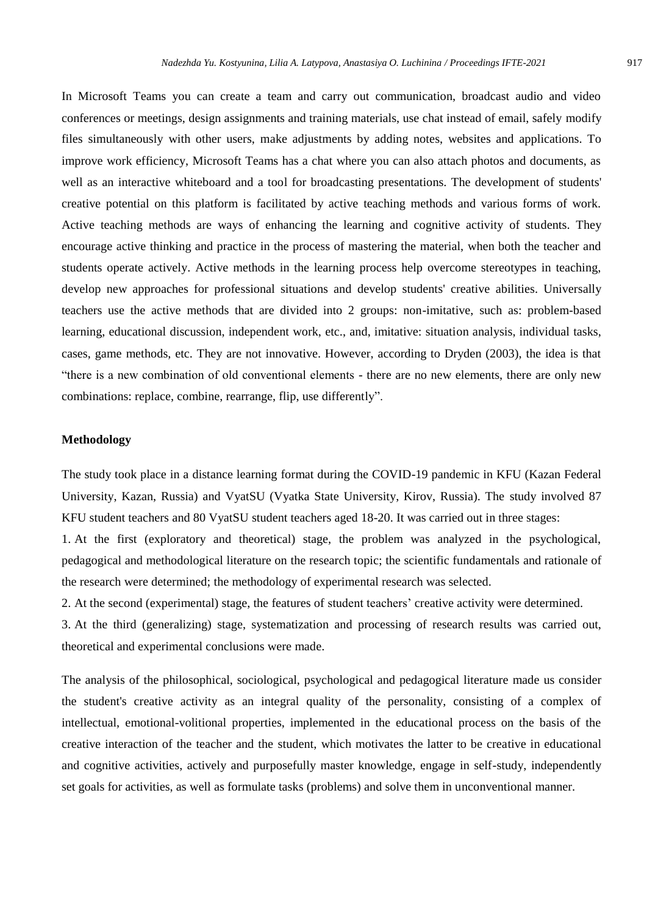In Microsoft Teams you can create a team and carry out communication, broadcast audio and video conferences or meetings, design assignments and training materials, use chat instead of email, safely modify files simultaneously with other users, make adjustments by adding notes, websites and applications. To improve work efficiency, Microsoft Teams has a chat where you can also attach photos and documents, as well as an interactive whiteboard and a tool for broadcasting presentations. The development of students' creative potential on this platform is facilitated by active teaching methods and various forms of work. Active teaching methods are ways of enhancing the learning and cognitive activity of students. They encourage active thinking and practice in the process of mastering the material, when both the teacher and students operate actively. Active methods in the learning process help overcome stereotypes in teaching, develop new approaches for professional situations and develop students' creative abilities. Universally teachers use the active methods that are divided into 2 groups: non-imitative, such as: problem-based learning, educational discussion, independent work, etc., and, imitative: situation analysis, individual tasks, cases, game methods, etc. They are not innovative. However, according to Dryden (2003), the idea is that "there is a new combination of old conventional elements - there are no new elements, there are only new combinations: replace, combine, rearrange, flip, use differently".

**Methodology**

The study took place in a distance learning format during the COVID-19 pandemic in KFU (Kazan Federal University, Kazan, Russia) and VyatSU (Vyatka State University, Kirov, Russia). The study involved 87 KFU student teachers and 80 VyatSU student teachers aged 18-20. It was carried out in three stages:

1. At the first (exploratory and theoretical) stage, the problem was analyzed in the psychological, pedagogical and methodological literature on the research topic; the scientific fundamentals and rationale of the research were determined; the methodology of experimental research was selected.
2. At the second (experimental) stage, the features of student teachers' creative activity were determined.
3. At the third (generalizing) stage, systematization and processing of research results was carried out, theoretical and experimental conclusions were made.

The analysis of the philosophical, sociological, psychological and pedagogical literature made us consider the student's creative activity as an integral quality of the personality, consisting of a complex of intellectual, emotional-volitional properties, implemented in the educational process on the basis of the creative interaction of the teacher and the student, which motivates the latter to be creative in educational and cognitive activities, actively and purposefully master knowledge, engage in self-study, independently set goals for activities, as well as formulate tasks (problems) and solve them in unconventional manner.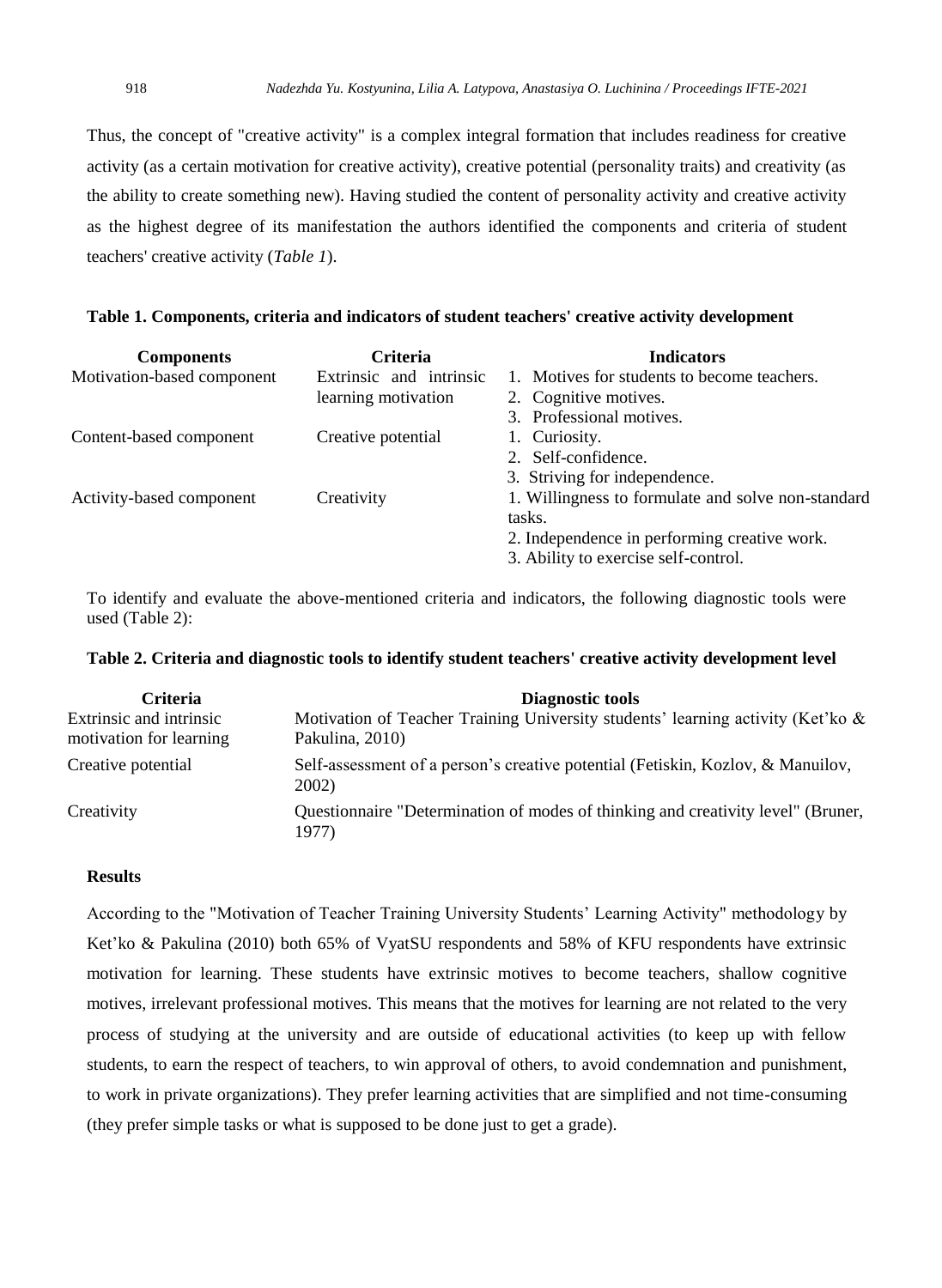Thus, the concept of "creative activity" is a complex integral formation that includes readiness for creative activity (as a certain motivation for creative activity), creative potential (personality traits) and creativity (as the ability to create something new). Having studied the content of personality activity and creative activity as the highest degree of its manifestation the authors identified the components and criteria of student teachers' creative activity (*Table 1*).

**Table 1. Components, criteria and indicators of student teachers' creative activity development**

| Components | Criteria | Indicators |
|---|---|---|
| Motivation-based component | Extrinsic and intrinsic learning motivation | 1. Motives for students to become teachers.<br>2. Cognitive motives.<br>3. Professional motives. |
| Content-based component | Creative potential | 1. Curiosity.<br>2. Self-confidence.<br>3. Striving for independence. |
| Activity-based component | Creativity | 1. Willingness to formulate and solve non-standard tasks.<br>2. Independence in performing creative work.<br>3. Ability to exercise self-control. |

To identify and evaluate the above-mentioned criteria and indicators, the following diagnostic tools were used (Table 2):

**Table 2. Criteria and diagnostic tools to identify student teachers' creative activity development level**

| Criteria | Diagnostic tools |
|---|---|
| Extrinsic and intrinsic motivation for learning | Motivation of Teacher Training University students' learning activity (Ket'ko & Pakulina, 2010) |
| Creative potential | Self-assessment of a person's creative potential (Fetiskin, Kozlov, & Manuilov, 2002) |
| Creativity | Questionnaire "Determination of modes of thinking and creativity level" (Bruner, 1977) |

## Results

According to the "Motivation of Teacher Training University Students' Learning Activity" methodology by Ket'ko & Pakulina (2010) both 65% of VyatSU respondents and 58% of KFU respondents have extrinsic motivation for learning. These students have extrinsic motives to become teachers, shallow cognitive motives, irrelevant professional motives. This means that the motives for learning are not related to the very process of studying at the university and are outside of educational activities (to keep up with fellow students, to earn the respect of teachers, to win approval of others, to avoid condemnation and punishment, to work in private organizations). They prefer learning activities that are simplified and not time-consuming (they prefer simple tasks or what is supposed to be done just to get a grade).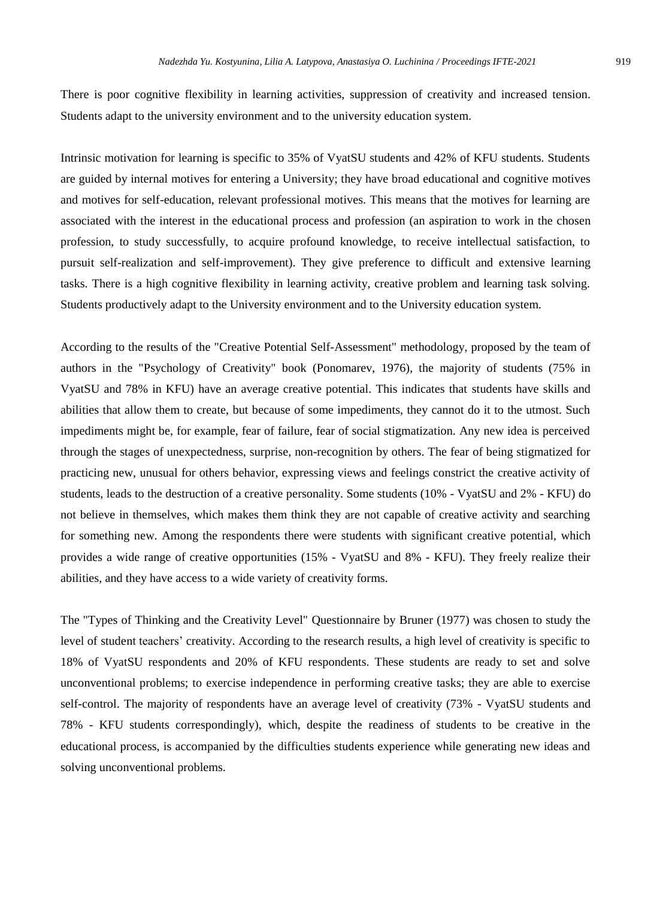There is poor cognitive flexibility in learning activities, suppression of creativity and increased tension. Students adapt to the university environment and to the university education system.

Intrinsic motivation for learning is specific to 35% of VyatSU students and 42% of KFU students. Students are guided by internal motives for entering a University; they have broad educational and cognitive motives and motives for self-education, relevant professional motives. This means that the motives for learning are associated with the interest in the educational process and profession (an aspiration to work in the chosen profession, to study successfully, to acquire profound knowledge, to receive intellectual satisfaction, to pursuit self-realization and self-improvement). They give preference to difficult and extensive learning tasks. There is a high cognitive flexibility in learning activity, creative problem and learning task solving. Students productively adapt to the University environment and to the University education system.

According to the results of the "Creative Potential Self-Assessment" methodology, proposed by the team of authors in the "Psychology of Creativity" book (Ponomarev, 1976), the majority of students (75% in VyatSU and 78% in KFU) have an average creative potential. This indicates that students have skills and abilities that allow them to create, but because of some impediments, they cannot do it to the utmost. Such impediments might be, for example, fear of failure, fear of social stigmatization. Any new idea is perceived through the stages of unexpectedness, surprise, non-recognition by others. The fear of being stigmatized for practicing new, unusual for others behavior, expressing views and feelings constrict the creative activity of students, leads to the destruction of a creative personality. Some students (10% - VyatSU and 2% - KFU) do not believe in themselves, which makes them think they are not capable of creative activity and searching for something new. Among the respondents there were students with significant creative potential, which provides a wide range of creative opportunities (15% - VyatSU and 8% - KFU). They freely realize their abilities, and they have access to a wide variety of creativity forms.

The "Types of Thinking and the Creativity Level" Questionnaire by Bruner (1977) was chosen to study the level of student teachers' creativity. According to the research results, a high level of creativity is specific to 18% of VyatSU respondents and 20% of KFU respondents. These students are ready to set and solve unconventional problems; to exercise independence in performing creative tasks; they are able to exercise self-control. The majority of respondents have an average level of creativity (73% - VyatSU students and 78 - KFU students correspondingly), which, despite the readiness of students to be creative in the educational process, is accompanied by the difficulties students experience while generating new ideas and solving unconventional problems.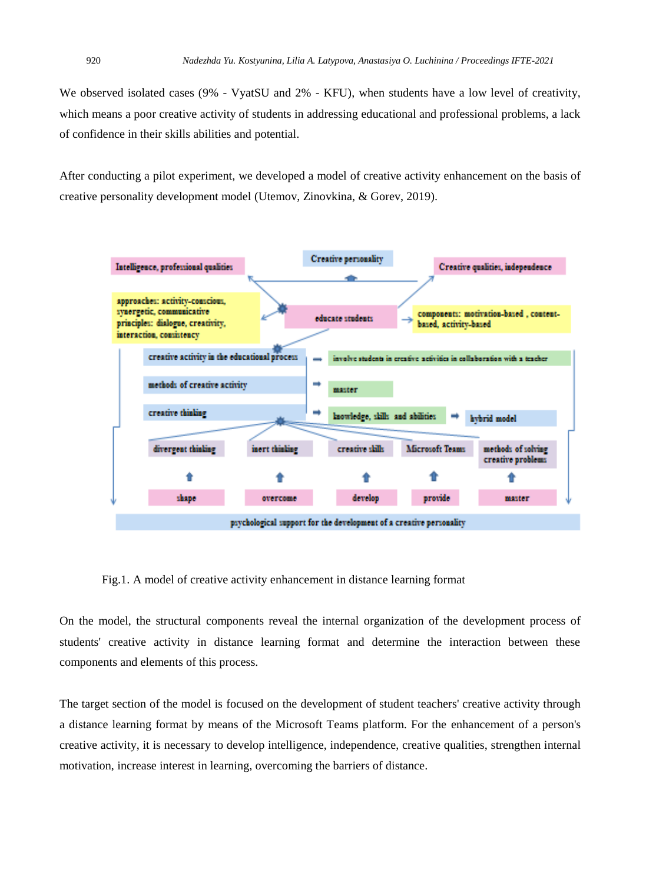We observed isolated cases (9% - VyatSU and 2% - KFU), when students have a low level of creativity, which means a poor creative activity of students in addressing educational and professional problems, a lack of confidence in their skills abilities and potential.

After conducting a pilot experiment, we developed a model of creative activity enhancement on the basis of creative personality development model (Utemov, Zinovkina, & Gorev, 2019).

Fig.1. A model of creative activity enhancement in distance learning format

On the model, the structural components reveal the internal organization of the development process of students' creative activity in distance learning format and determine the interaction between these components and elements of this process.

The target section of the model is focused on the development of student teachers' creative activity through a distance learning format by means of the Microsoft Teams platform. For the enhancement of a person's creative activity, it is necessary to develop intelligence, independence, creative qualities, strengthen internal motivation, increase interest in learning, overcoming the barriers of distance.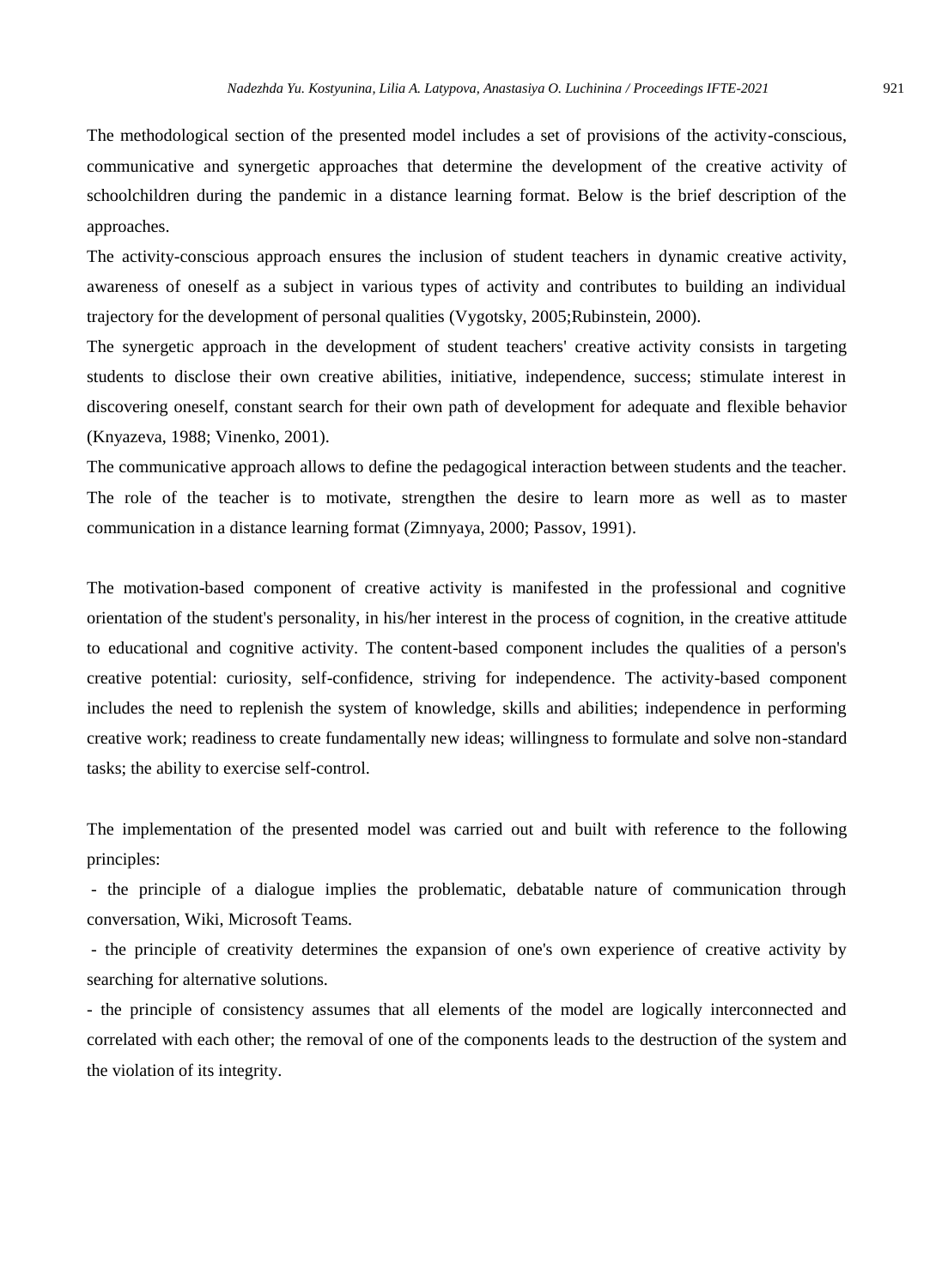The methodological section of the presented model includes a set of provisions of the activity-conscious, communicative and synergetic approaches that determine the development of the creative activity of schoolchildren during the pandemic in a distance learning format. Below is the brief description of the approaches.

The activity-conscious approach ensures the inclusion of student teachers in dynamic creative activity, awareness of oneself as a subject in various types of activity and contributes to building an individual trajectory for the development of personal qualities (Vygotsky, 2005;Rubinstein, 2000).

The synergetic approach in the development of student teachers' creative activity consists in targeting students to disclose their own creative abilities, initiative, independence, success; stimulate interest in discovering oneself, constant search for their own path of development for adequate and flexible behavior (Knyazeva, 1988; Vinenko, 2001).

The communicative approach allows to define the pedagogical interaction between students and the teacher. The role of the teacher is to motivate, strengthen the desire to learn more as well as to master communication in a distance learning format (Zimnyaya, 2000; Passov, 1991).

The motivation-based component of creative activity is manifested in the professional and cognitive orientation of the student's personality, in his/her interest in the process of cognition, in the creative attitude to educational and cognitive activity. The content-based component includes the qualities of a person's creative potential: curiosity, self-confidence, striving for independence. The activity-based component includes the need to replenish the system of knowledge, skills and abilities; independence in performing creative work; readiness to create fundamentally new ideas; willingness to formulate and solve non-standard tasks; the ability to exercise self-control.

The implementation of the presented model was carried out and built with reference to the following principles:

- the principle of a dialogue implies the problematic, debatable nature of communication through conversation, Wiki, Microsoft Teams.
- the principle of creativity determines the expansion of one's own experience of creative activity by searching for alternative solutions.
- the principle of consistency assumes that all elements of the model are logically interconnected and correlated with each other; the removal of one of the components leads to the destruction of the system and the violation of its integrity.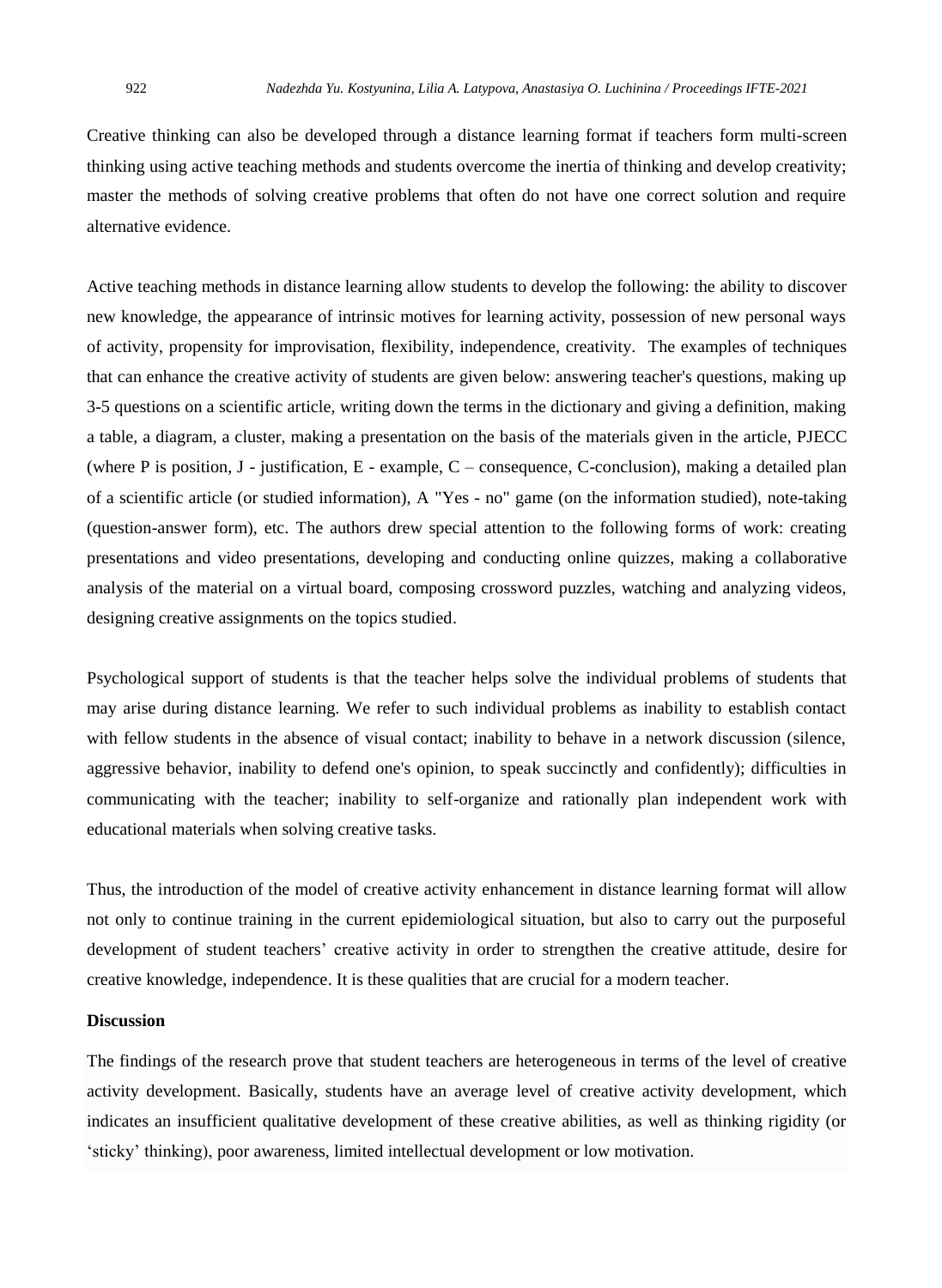Creative thinking can also be developed through a distance learning format if teachers form multi-screen thinking using active teaching methods and students overcome the inertia of thinking and develop creativity; master the methods of solving creative problems that often do not have one correct solution and require alternative evidence.

Active teaching methods in distance learning allow students to develop the following: the ability to discover new knowledge, the appearance of intrinsic motives for learning activity, possession of new personal ways of activity, propensity for improvisation, flexibility, independence, creativity. The examples of techniques that can enhance the creative activity of students are given below: answering teacher's questions, making up 3-5 questions on a scientific article, writing down the terms in the dictionary and giving a definition, making a table, a diagram, a cluster, making a presentation on the basis of the materials given in the article, PJECC (where P is position, J - justification, E - example, C – consequence, C-conclusion), making a detailed plan of a scientific article (or studied information), A "Yes - no" game (on the information studied), note-taking (question-answer form), etc. The authors drew special attention to the following forms of work: creating presentations and video presentations, developing and conducting online quizzes, making a collaborative analysis of the material on a virtual board, composing crossword puzzles, watching and analyzing videos, designing creative assignments on the topics studied.

Psychological support of students is that the teacher helps solve the individual problems of students that may arise during distance learning. We refer to such individual problems as inability to establish contact with fellow students in the absence of visual contact; inability to behave in a network discussion (silence, aggressive behavior, inability to defend one's opinion, to speak succinctly and confidently); difficulties in communicating with the teacher; inability to self-organize and rationally plan independent work with educational materials when solving creative tasks.

Thus, the introduction of the model of creative activity enhancement in distance learning format will allow not only to continue training in the current epidemiological situation, but also to carry out the purposeful development of student teachers' creative activity in order to strengthen the creative attitude, desire for creative knowledge, independence. It is these qualities that are crucial for a modern teacher.

## Discussion

The findings of the research prove that student teachers are heterogeneous in terms of the level of creative activity development. Basically, students have an average level of creative activity development, which indicates an insufficient qualitative development of these creative abilities, as well as thinking rigidity (or 'sticky' thinking), poor awareness, limited intellectual development or low motivation.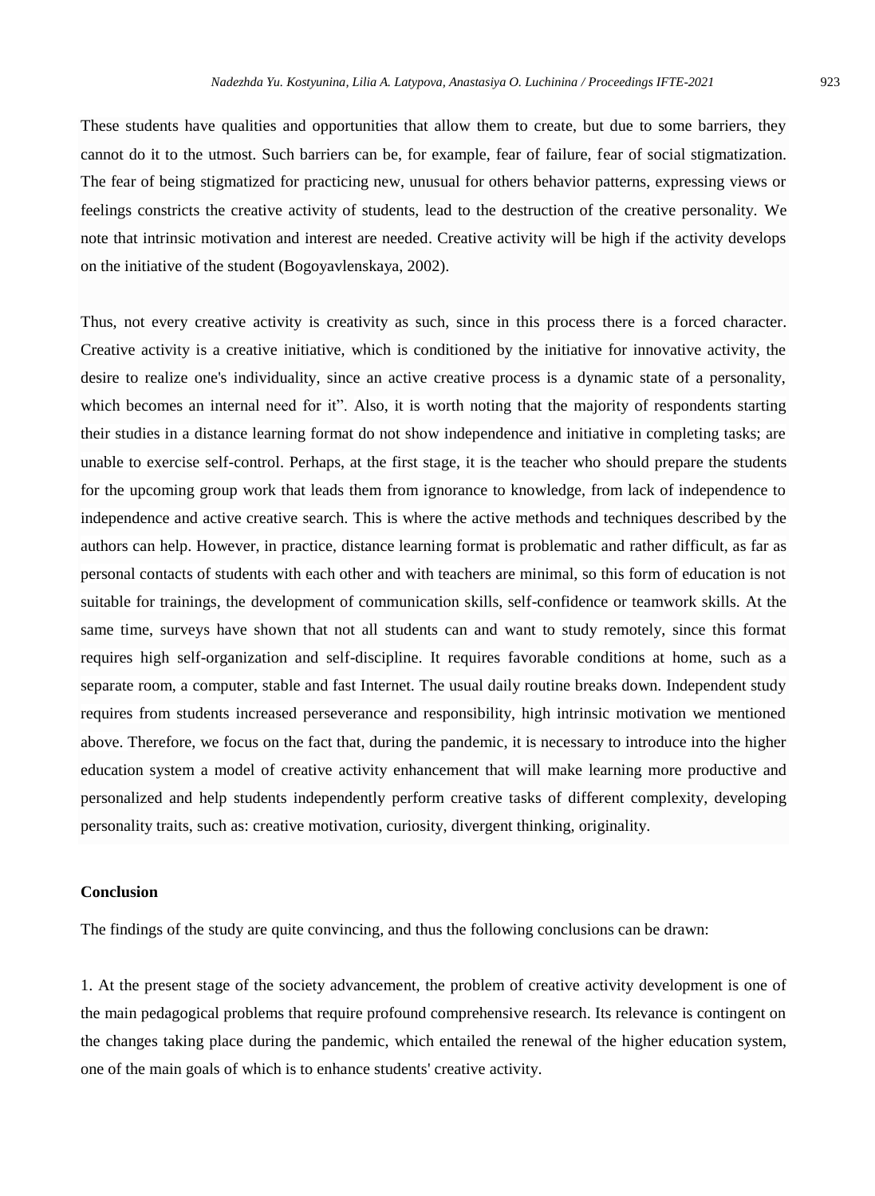These students have qualities and opportunities that allow them to create, but due to some barriers, they cannot do it to the utmost. Such barriers can be, for example, fear of failure, fear of social stigmatization. The fear of being stigmatized for practicing new, unusual for others behavior patterns, expressing views or feelings constricts the creative activity of students, lead to the destruction of the creative personality. We note that intrinsic motivation and interest are needed. Creative activity will be high if the activity develops on the initiative of the student (Bogoyavlenskaya, 2002).

Thus, not every creative activity is creativity as such, since in this process there is a forced character. Creative activity is a creative initiative, which is conditioned by the initiative for innovative activity, the desire to realize one's individuality, since an active creative process is a dynamic state of a personality, which becomes an internal need for it". Also, it is worth noting that the majority of respondents starting their studies in a distance learning format do not show independence and initiative in completing tasks; are unable to exercise self-control. Perhaps, at the first stage, it is the teacher who should prepare the students for the upcoming group work that leads them from ignorance to knowledge, from lack of independence to independence and active creative search. This is where the active methods and techniques described by the authors can help. However, in practice, distance learning format is problematic and rather difficult, as far as personal contacts of students with each other and with teachers are minimal, so this form of education is not suitable for trainings, the development of communication skills, self-confidence or teamwork skills. At the same time, surveys have shown that not all students can and want to study remotely, since this format requires high self-organization and self-discipline. It requires favorable conditions at home, such as a separate room, a computer, stable and fast Internet. The usual daily routine breaks down. Independent study requires from students increased perseverance and responsibility, high intrinsic motivation we mentioned above. Therefore, we focus on the fact that, during the pandemic, it is necessary to introduce into the higher education system a model of creative activity enhancement that will make learning more productive and personalized and help students independently perform creative tasks of different complexity, developing personality traits, such as: creative motivation, curiosity, divergent thinking, originality.

## Conclusion

The findings of the study are quite convincing, and thus the following conclusions can be drawn:

1. At the present stage of the society advancement, the problem of creative activity development is one of the main pedagogical problems that require profound comprehensive research. Its relevance is contingent on the changes taking place during the pandemic, which entailed the renewal of the higher education system, one of the main goals of which is to enhance students' creative activity.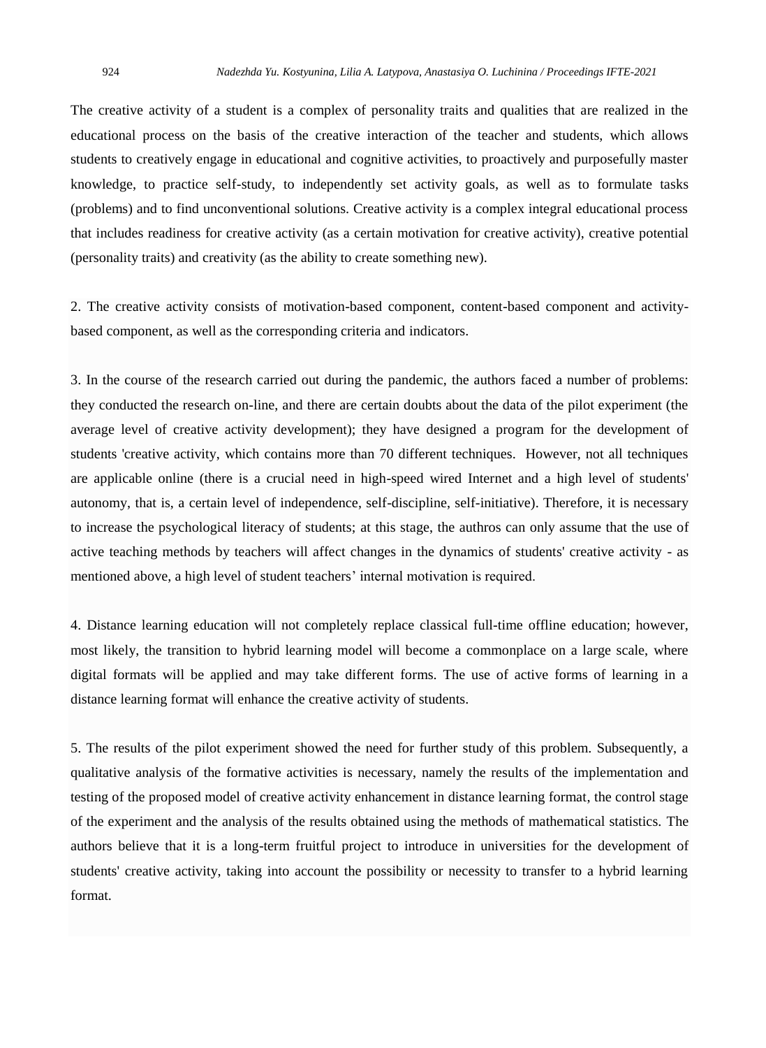The creative activity of a student is a complex of personality traits and qualities that are realized in the educational process on the basis of the creative interaction of the teacher and students, which allows students to creatively engage in educational and cognitive activities, to proactively and purposefully master knowledge, to practice self-study, to independently set activity goals, as well as to formulate tasks (problems) and to find unconventional solutions. Creative activity is a complex integral educational process that includes readiness for creative activity (as a certain motivation for creative activity), creative potential (personality traits) and creativity (as the ability to create something new).

2. The creative activity consists of motivation-based component, content-based component and activity-based component, as well as the corresponding criteria and indicators.

3. In the course of the research carried out during the pandemic, the authors faced a number of problems: they conducted the research on-line, and there are certain doubts about the data of the pilot experiment (the average level of creative activity development); they have designed a program for the development of students 'creative activity, which contains more than 70 different techniques. However, not all techniques are applicable online (there is a crucial need in high-speed wired Internet and a high level of students' autonomy, that is, a certain level of independence, self-discipline, self-initiative). Therefore, it is necessary to increase the psychological literacy of students; at this stage, the authros can only assume that the use of active teaching methods by teachers will affect changes in the dynamics of students' creative activity - as mentioned above, a high level of student teachers' internal motivation is required.

4. Distance learning education will not completely replace classical full-time offline education; however, most likely, the transition to hybrid learning model will become a commonplace on a large scale, where digital formats will be applied and may take different forms. The use of active forms of learning in a distance learning format will enhance the creative activity of students.

5. The results of the pilot experiment showed the need for further study of this problem. Subsequently, a qualitative analysis of the formative activities is necessary, namely the results of the implementation and testing of the proposed model of creative activity enhancement in distance learning format, the control stage of the experiment and the analysis of the results obtained using the methods of mathematical statistics. The authors believe that it is a long-term fruitful project to introduce in universities for the development of students' creative activity, taking into account the possibility or necessity to transfer to a hybrid learning format.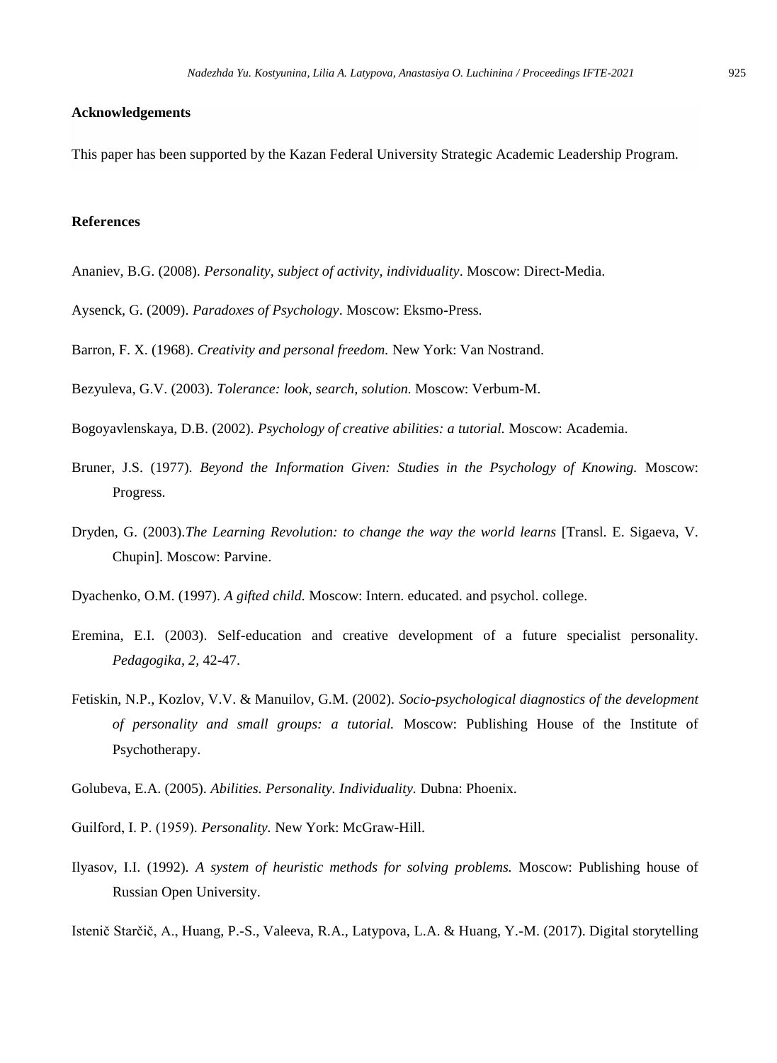## Acknowledgements

This paper has been supported by the Kazan Federal University Strategic Academic Leadership Program.

## References

Ananiev, B.G. (2008). *Personality, subject of activity, individuality*. Moscow: Direct-Media.

Aysenck, G. (2009). *Paradoxes of Psychology*. Moscow: Eksmo-Press.

Barron, F. X. (1968). *Creativity and personal freedom.* New York: Van Nostrand.

Bezyuleva, G.V. (2003). *Tolerance: look, search, solution.* Moscow: Verbum-M.

Bogoyavlenskaya, D.B. (2002). *Psychology of creative abilities: a tutorial.* Moscow: Academia.

Bruner, J.S. (1977). *Beyond the Information Given: Studies in the Psychology of Knowing.* Moscow: Progress.

Dryden, G. (2003).*The Learning Revolution: to change the way the world learns* [Transl. E. Sigaeva, V. Chupin]. Moscow: Parvine.

Dyachenko, O.M. (1997). *A gifted child.* Moscow: Intern. educated. and psychol. college.

Eremina, E.I. (2003). Self-education and creative development of a future specialist personality. *Pedagogika, 2,* 42-47.

Fetiskin, N.P., Kozlov, V.V. & Manuilov, G.M. (2002). *Socio-psychological diagnostics of the development of personality and small groups: a tutorial.* Moscow: Publishing House of the Institute of Psychotherapy.

Golubeva, E.A. (2005). *Abilities. Personality. Individuality.* Dubna: Phoenix.

Guilford, I. P. (1959). *Personality.* New York: McGraw-Hill.

Ilyasov, I.I. (1992). *A system of heuristic methods for solving problems.* Moscow: Publishing house of Russian Open University.

Istenič Starčič, A., Huang, P.-S., Valeeva, R.A., Latypova, L.A. & Huang, Y.-M. (2017). Digital storytelling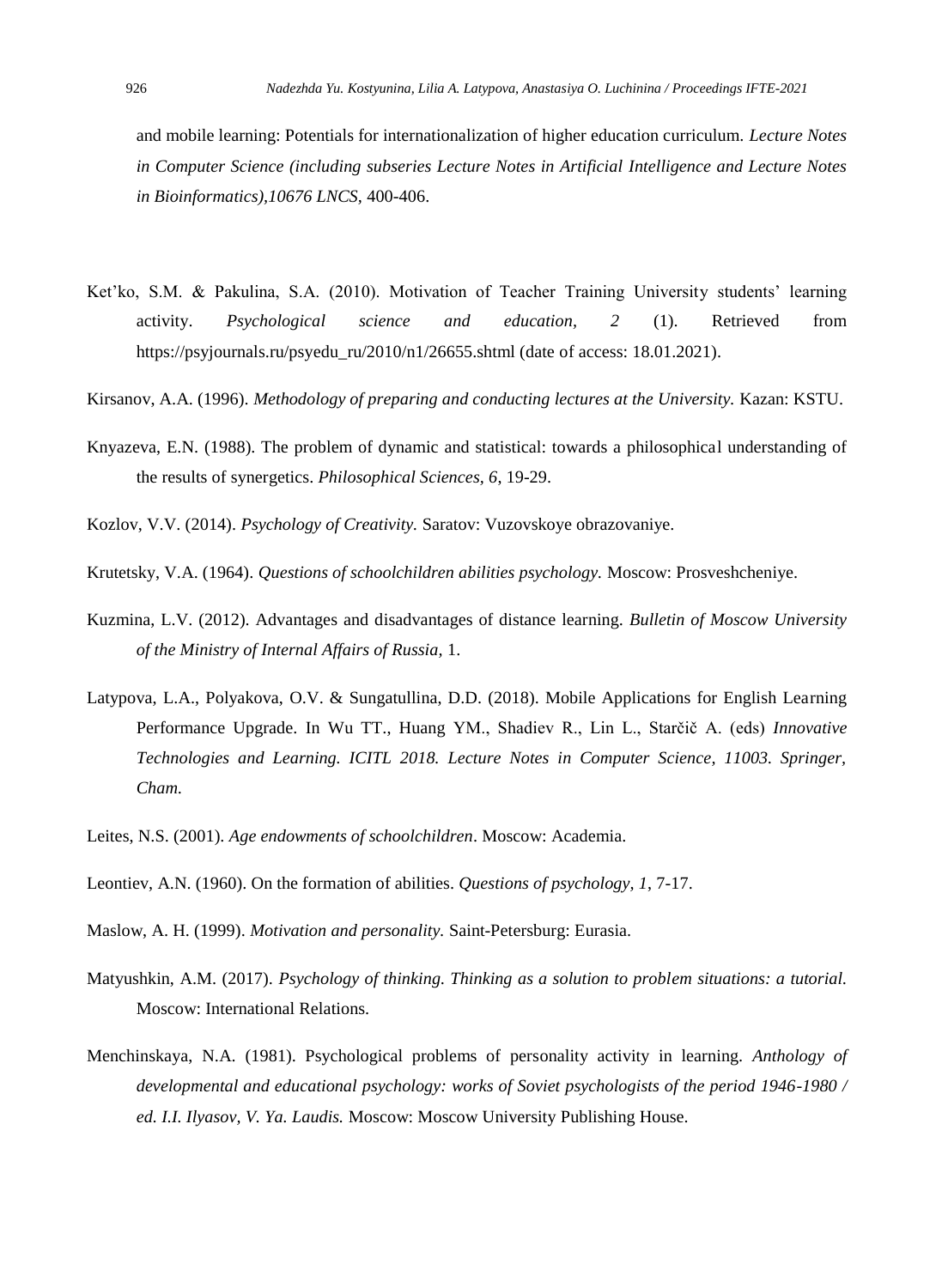and mobile learning: Potentials for internationalization of higher education curriculum. *Lecture Notes in Computer Science (including subseries Lecture Notes in Artificial Intelligence and Lecture Notes in Bioinformatics),10676 LNCS*, 400-406.

Ket'ko, S.M. & Pakulina, S.A. (2010). Motivation of Teacher Training University students' learning activity. *Psychological science and education, 2* (1). Retrieved from https://psyjournals.ru/psyedu_ru/2010/n1/26655.shtml (date of access: 18.01.2021).

Kirsanov, A.A. (1996). *Methodology of preparing and conducting lectures at the University.* Kazan: KSTU.

Knyazeva, E.N. (1988). The problem of dynamic and statistical: towards a philosophical understanding of the results of synergetics. *Philosophical Sciences, 6*, 19-29.

Kozlov, V.V. (2014). *Psychology of Creativity.* Saratov: Vuzovskoye obrazovaniye.

Krutetsky, V.A. (1964). *Questions of schoolchildren abilities psychology.* Moscow: Prosveshcheniye.

Kuzmina, L.V. (2012). Advantages and disadvantages of distance learning. *Bulletin of Moscow University of the Ministry of Internal Affairs of Russia*, 1.

Latypova, L.A., Polyakova, O.V. & Sungatullina, D.D. (2018). Mobile Applications for English Learning Performance Upgrade. In Wu TT., Huang YM., Shadiev R., Lin L., Starčič A. (eds) *Innovative Technologies and Learning. ICITL 2018. Lecture Notes in Computer Science, 11003. Springer, Cham.*

Leites, N.S. (2001). *Age endowments of schoolchildren*. Moscow: Academia.

Leontiev, A.N. (1960). On the formation of abilities. *Questions of psychology, 1*, 7-17.

Maslow, A. H. (1999). *Motivation and personality.* Saint-Petersburg: Eurasia.

Matyushkin, A.M. (2017). *Psychology of thinking. Thinking as a solution to problem situations: a tutorial.* Moscow: International Relations.

Menchinskaya, N.A. (1981). Psychological problems of personality activity in learning. *Anthology of developmental and educational psychology: works of Soviet psychologists of the period 1946-1980 / ed. I.I. Ilyasov, V. Ya. Laudis.* Moscow: Moscow University Publishing House.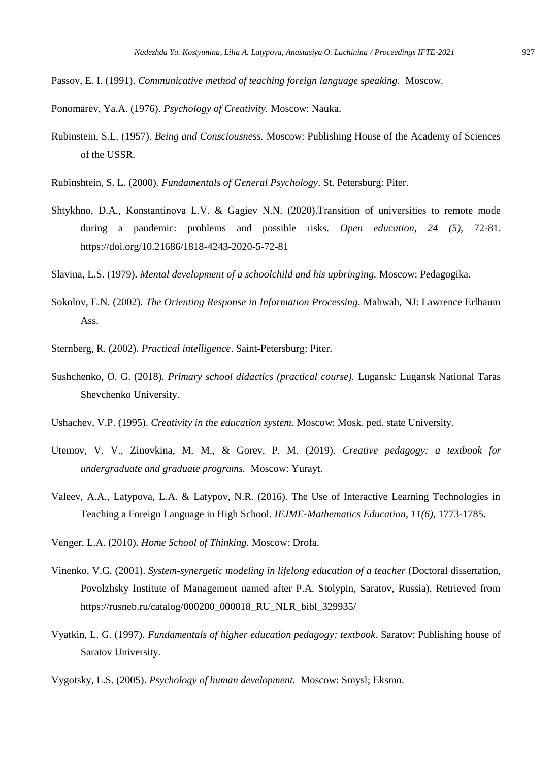Passov, E. I. (1991). *Communicative method of teaching foreign language speaking.* Moscow.

Ponomarev, Ya.A. (1976). *Psychology of Creativity.* Moscow: Nauka.

Rubinstein, S.L. (1957). *Being and Consciousness.* Moscow: Publishing House of the Academy of Sciences of the USSR.

Rubinshtein, S. L. (2000). *Fundamentals of General Psychology*. St. Petersburg: Piter.

Shtykhno, D.A., Konstantinova L.V. & Gagiev N.N. (2020).Transition of universities to remote mode during a pandemic: problems and possible risks. *Open education, 24 (5),* 72-81. https://doi.org/10.21686/1818-4243-2020-5-72-81

Slavina, L.S. (1979). *Mental development of a schoolchild and his upbringing.* Moscow: Pedagogika.

Sokolov, E.N. (2002). *The Orienting Response in Information Processing*. Mahwah, NJ: Lawrence Erlbaum Ass.

Sternberg, R. (2002). *Practical intelligence*. Saint-Petersburg: Piter.

Sushchenko, O. G. (2018). *Primary school didactics (practical course).* Lugansk: Lugansk National Taras Shevchenko University.

Ushachev, V.P. (1995). *Creativity in the education system.* Moscow: Mosk. ped. state University.

Utemov, V. V., Zinovkina, M. M., & Gorev, P. M. (2019). *Creative pedagogy: a textbook for undergraduate and graduate programs.* Moscow: Yurayt.

Valeev, A.A., Latypova, L.A. & Latypov, N.R. (2016). The Use of Interactive Learning Technologies in Teaching a Foreign Language in High School. *IEJME-Mathematics Education, 11(6),* 1773-1785.

Venger, L.A. (2010). *Home School of Thinking.* Moscow: Drofa.

Vinenko, V.G. (2001). *System-synergetic modeling in lifelong education of a teacher* (Doctoral dissertation, Povolzhsky Institute of Management named after P.A. Stolypin, Saratov, Russia). Retrieved from https://rusneb.ru/catalog/000200_000018_RU_NLR_bibl_329935/

Vyatkin, L. G. (1997). *Fundamentals of higher education pedagogy: textbook*. Saratov: Publishing house of Saratov University.

Vygotsky, L.S. (2005). *Psychology of human development.* Moscow: Smysl; Eksmo.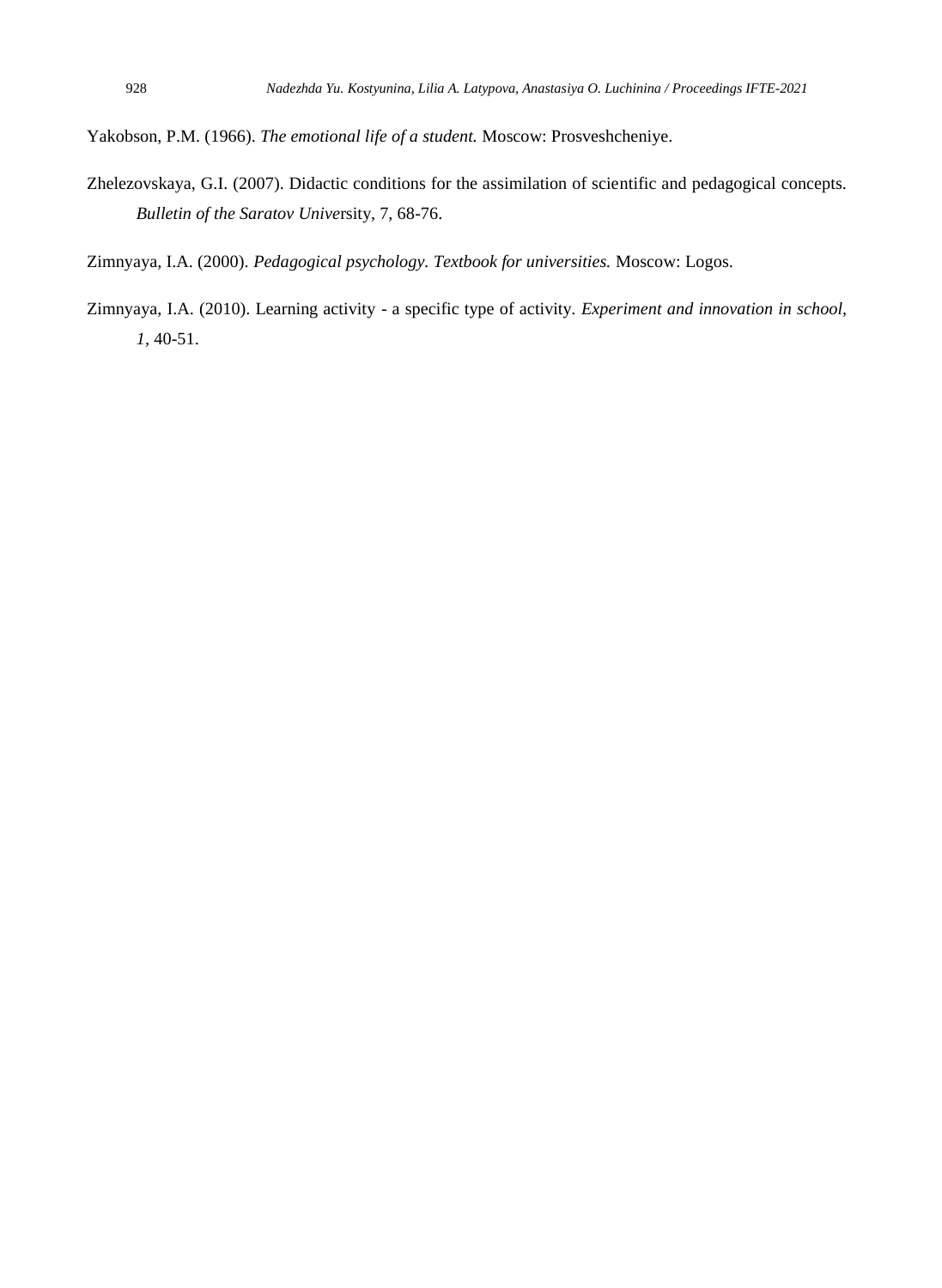Yakobson, P.M. (1966). *The emotional life of a student.* Moscow: Prosveshcheniye.

Zhelezovskaya, G.I. (2007). Didactic conditions for the assimilation of scientific and pedagogical concepts. *Bulletin of the Saratov Univer*sity, 7, 68-76.

Zimnyaya, I.A. (2000). *Pedagogical psychology. Textbook for universities.* Moscow: Logos.

Zimnyaya, I.A. (2010). Learning activity - a specific type of activity. *Experiment and innovation in school*, *1*, 40-51.